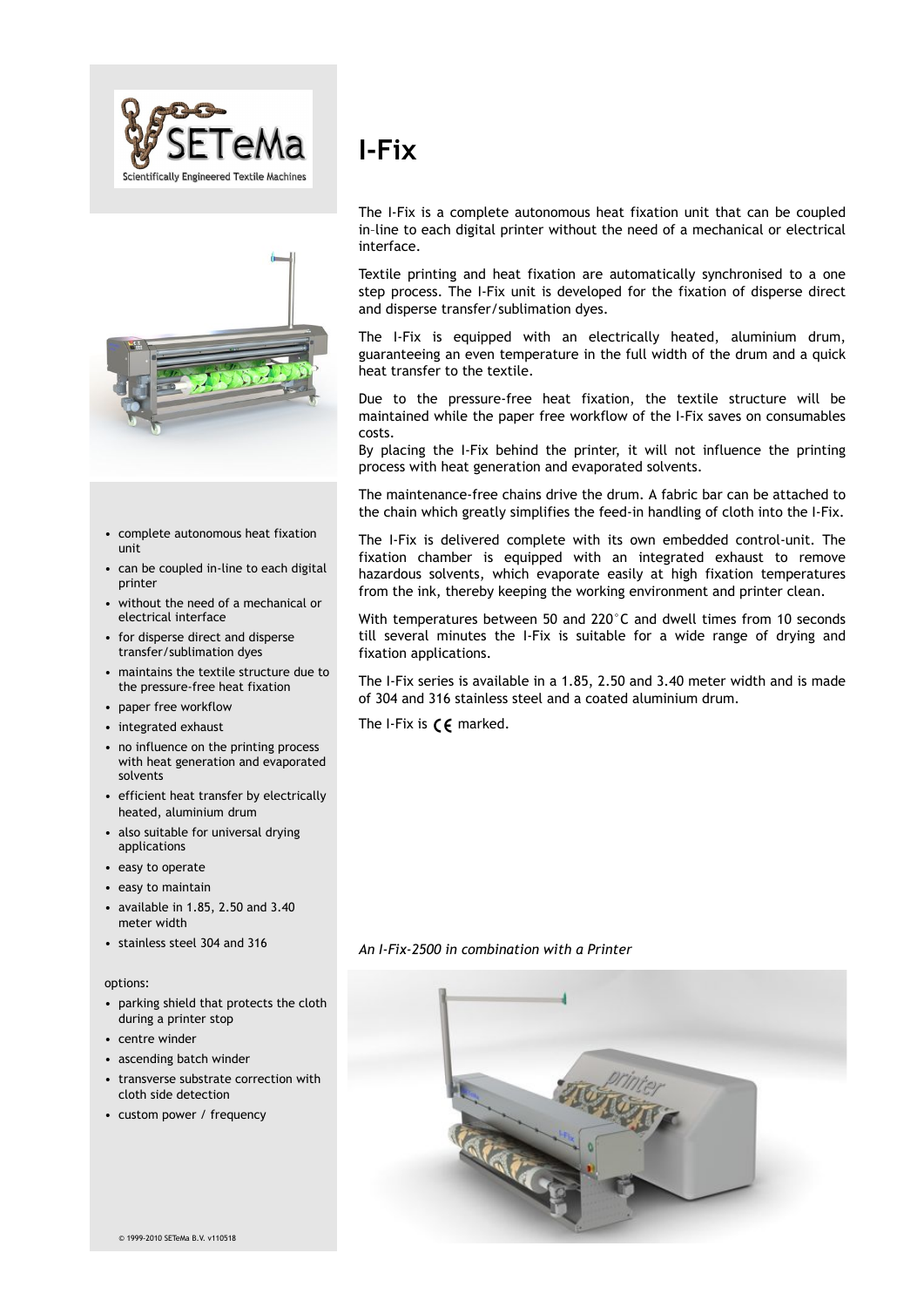SETeMa
Scientifically Engineered Textile Machines

# I-Fix

The I-Fix is a complete autonomous heat fixation unit that can be coupled in-line to each digital printer without the need of a mechanical or electrical interface.

Textile printing and heat fixation are automatically synchronised to a one step process. The I-Fix unit is developed for the fixation of disperse direct and disperse transfer/sublimation dyes.

The I-Fix is equipped with an electrically heated, aluminium drum, guaranteeing an even temperature in the full width of the drum and a quick heat transfer to the textile.

Due to the pressure-free heat fixation, the textile structure will be maintained while the paper free workflow of the I-Fix saves on consumables costs.
By placing the I-Fix behind the printer, it will not influence the printing process with heat generation and evaporated solvents.

The maintenance-free chains drive the drum. A fabric bar can be attached to the chain which greatly simplifies the feed-in handling of cloth into the I-Fix.

The I-Fix is delivered complete with its own embedded control-unit. The fixation chamber is equipped with an integrated exhaust to remove hazardous solvents, which evaporate easily at high fixation temperatures from the ink, thereby keeping the working environment and printer clean.

With temperatures between 50 and 220°C and dwell times from 10 seconds till several minutes the I-Fix is suitable for a wide range of drying and fixation applications.

The I-Fix series is available in a 1.85, 2.50 and 3.40 meter width and is made of 304 and 316 stainless steel and a coated aluminium drum.

The I-Fix is CE marked.

- complete autonomous heat fixation unit
- can be coupled in-line to each digital printer
- without the need of a mechanical or electrical interface
- for disperse direct and disperse transfer/sublimation dyes
- maintains the textile structure due to the pressure-free heat fixation
- paper free workflow
- integrated exhaust
- no influence on the printing process with heat generation and evaporated solvents
- efficient heat transfer by electrically heated, aluminium drum
- also suitable for universal drying applications
- easy to operate
- easy to maintain
- available in 1.85, 2.50 and 3.40 meter width
- stainless steel 304 and 316

options:

- parking shield that protects the cloth during a printer stop
- centre winder
- ascending batch winder
- transverse substrate correction with cloth side detection
- custom power / frequency

*An I-Fix-2500 in combination with a Printer*

© 1999-2010 SETeMa B.V. v110518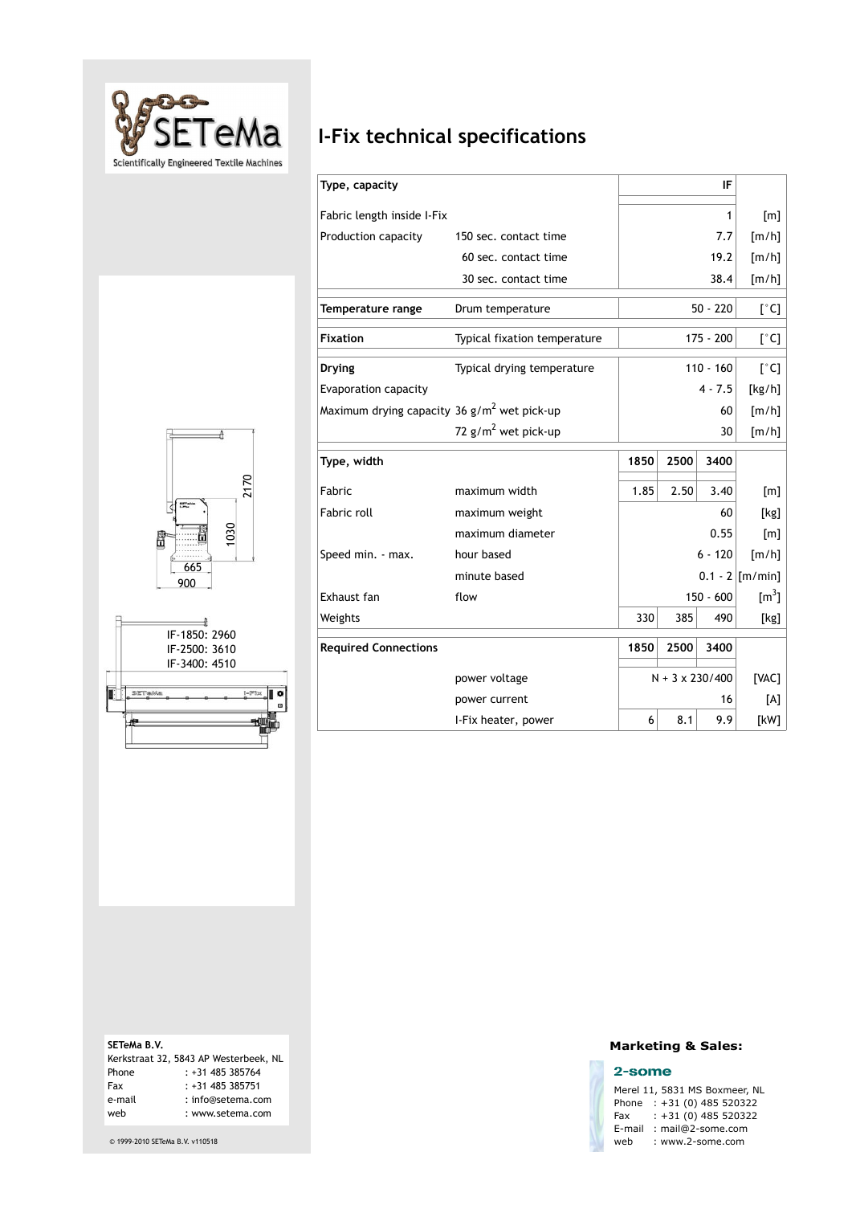SETeMa
Scientifically Engineered Textile Machines

# I-Fix technical specifications

| Type, capacity | | | | IF | |
|---|---|---|---|---|---|
| Fabric length inside I-Fix | | | | 1 | [m] |
| Production capacity | 150 sec. contact time | | | 7.7 | [m/h] |
| | 60 sec. contact time | | | 19.2 | [m/h] |
| | 30 sec. contact time | | | 38.4 | [m/h] |
| **Temperature range** | Drum temperature | | | 50 - 220 | [°C] |
| **Fixation** | Typical fixation temperature | | | 175 - 200 | [°C] |
| **Drying** | Typical drying temperature | | | 110 - 160 | [°C] |
| Evaporation capacity | | | | 4 - 7.5 | [kg/h] |
| Maximum drying capacity | 36 g/m$^2$ wet pick-up | | | 60 | [m/h] |
| | 72 g/m$^2$ wet pick-up | | | 30 | [m/h] |
| **Type, width** | | **1850** | **2500** | **3400** | |
| Fabric | maximum width | 1.85 | 2.50 | 3.40 | [m] |
| Fabric roll | maximum weight | | | 60 | [kg] |
| | maximum diameter | | | 0.55 | [m] |
| Speed min. - max. | hour based | | | 6 - 120 | [m/h] |
| | minute based | | | 0.1 - 2 | [m/min] |
| Exhaust fan | flow | | | 150 - 600 | [m$^3$] |
| Weights | | 330 | 385 | 490 | [kg] |
| **Required Connections** | | **1850** | **2500** | **3400** | |
| | power voltage | | | N + 3 x 230/400 | [VAC] |
| | power current | | | 16 | [A] |
| | I-Fix heater, power | 6 | 8.1 | 9.9 | [kW] |

2170
1030
665
900

IF-1850: 2960
IF-2500: 3610
IF-3400: 4510

**SETeMa B.V.**
Kerkstraat 32, 5843 AP Westerbeek, NL
Phone : +31 485 385764
Fax : +31 485 385751
e-mail : info@setema.com
web : www.setema.com

© 1999-2010 SETeMa B.V. v110518

**Marketing & Sales:**

**2-some**
Merel 11, 5831 MS Boxmeer, NL
Phone : +31 (0) 485 520322
Fax : +31 (0) 485 520322
E-mail : mail@2-some.com
web : www.2-some.com